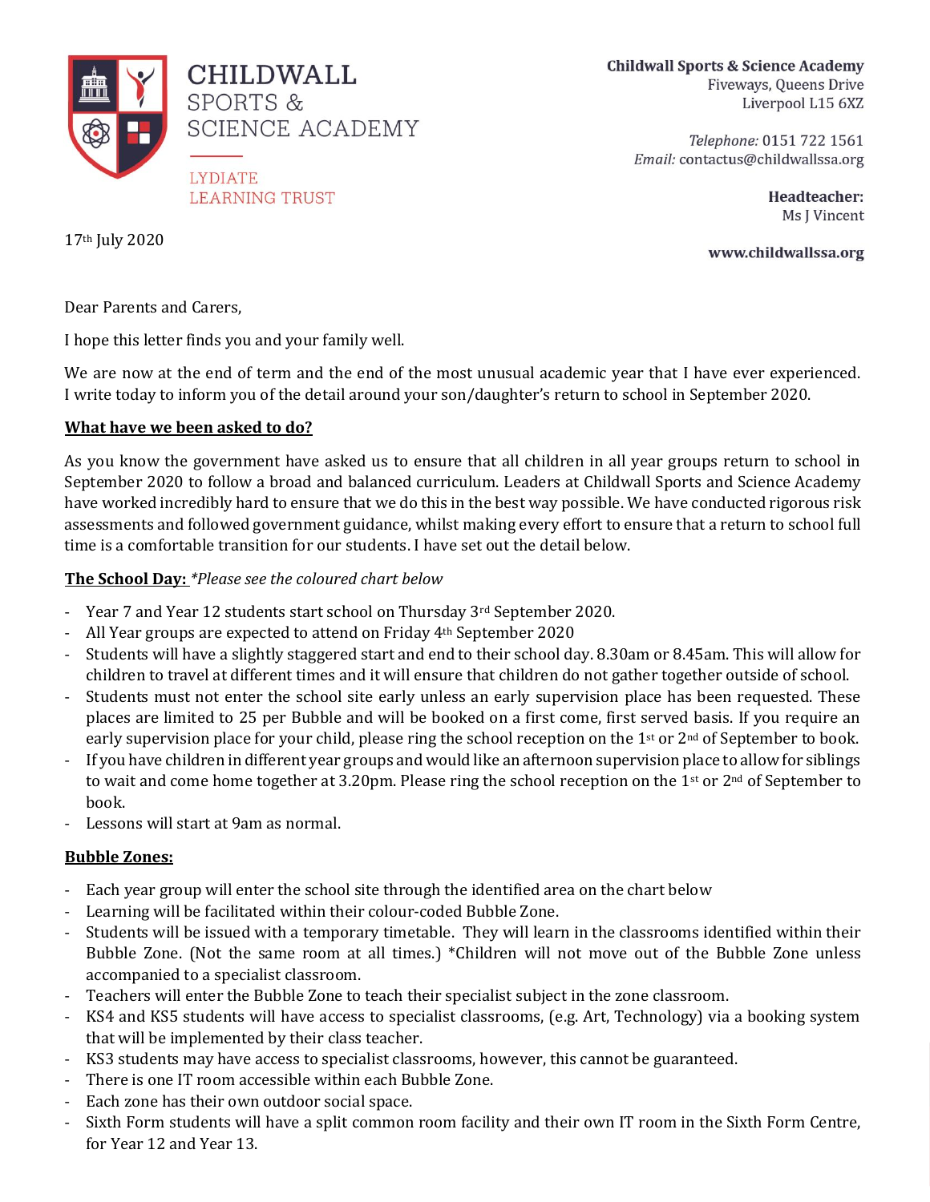# CHILDWALL SPORTS & SCIENCE ACADEMY

LYDIATE LEARNING TRUST

**Childwall Sports & Science Academy**
Fiveways, Queens Drive
Liverpool L15 6XZ

*Telephone:* 0151 722 1561
*Email:* contactus@childwallssa.org

**Headteacher:**
Ms J Vincent

**www.childwallssa.org**

17th July 2020

Dear Parents and Carers,

I hope this letter finds you and your family well.

We are now at the end of term and the end of the most unusual academic year that I have ever experienced. I write today to inform you of the detail around your son/daughter's return to school in September 2020.

**<u>What have we been asked to do?</u>**

As you know the government have asked us to ensure that all children in all year groups return to school in September 2020 to follow a broad and balanced curriculum. Leaders at Childwall Sports and Science Academy have worked incredibly hard to ensure that we do this in the best way possible. We have conducted rigorous risk assessments and followed government guidance, whilst making every effort to ensure that a return to school full time is a comfortable transition for our students. I have set out the detail below.

**<u>The School Day:</u>** *\*Please see the coloured chart below*

- Year 7 and Year 12 students start school on Thursday 3rd September 2020.
- All Year groups are expected to attend on Friday 4th September 2020
- Students will have a slightly staggered start and end to their school day. 8.30am or 8.45am. This will allow for children to travel at different times and it will ensure that children do not gather together outside of school.
- Students must not enter the school site early unless an early supervision place has been requested. These places are limited to 25 per Bubble and will be booked on a first come, first served basis. If you require an early supervision place for your child, please ring the school reception on the 1st or 2nd of September to book.
- If you have children in different year groups and would like an afternoon supervision place to allow for siblings to wait and come home together at 3.20pm. Please ring the school reception on the 1st or 2nd of September to book.
- Lessons will start at 9am as normal.

**<u>Bubble Zones:</u>**

- Each year group will enter the school site through the identified area on the chart below
- Learning will be facilitated within their colour-coded Bubble Zone.
- Students will be issued with a temporary timetable. They will learn in the classrooms identified within their Bubble Zone. (Not the same room at all times.) \*Children will not move out of the Bubble Zone unless accompanied to a specialist classroom.
- Teachers will enter the Bubble Zone to teach their specialist subject in the zone classroom.
- KS4 and KS5 students will have access to specialist classrooms, (e.g. Art, Technology) via a booking system that will be implemented by their class teacher.
- KS3 students may have access to specialist classrooms, however, this cannot be guaranteed.
- There is one IT room accessible within each Bubble Zone.
- Each zone has their own outdoor social space.
- Sixth Form students will have a split common room facility and their own IT room in the Sixth Form Centre, for Year 12 and Year 13.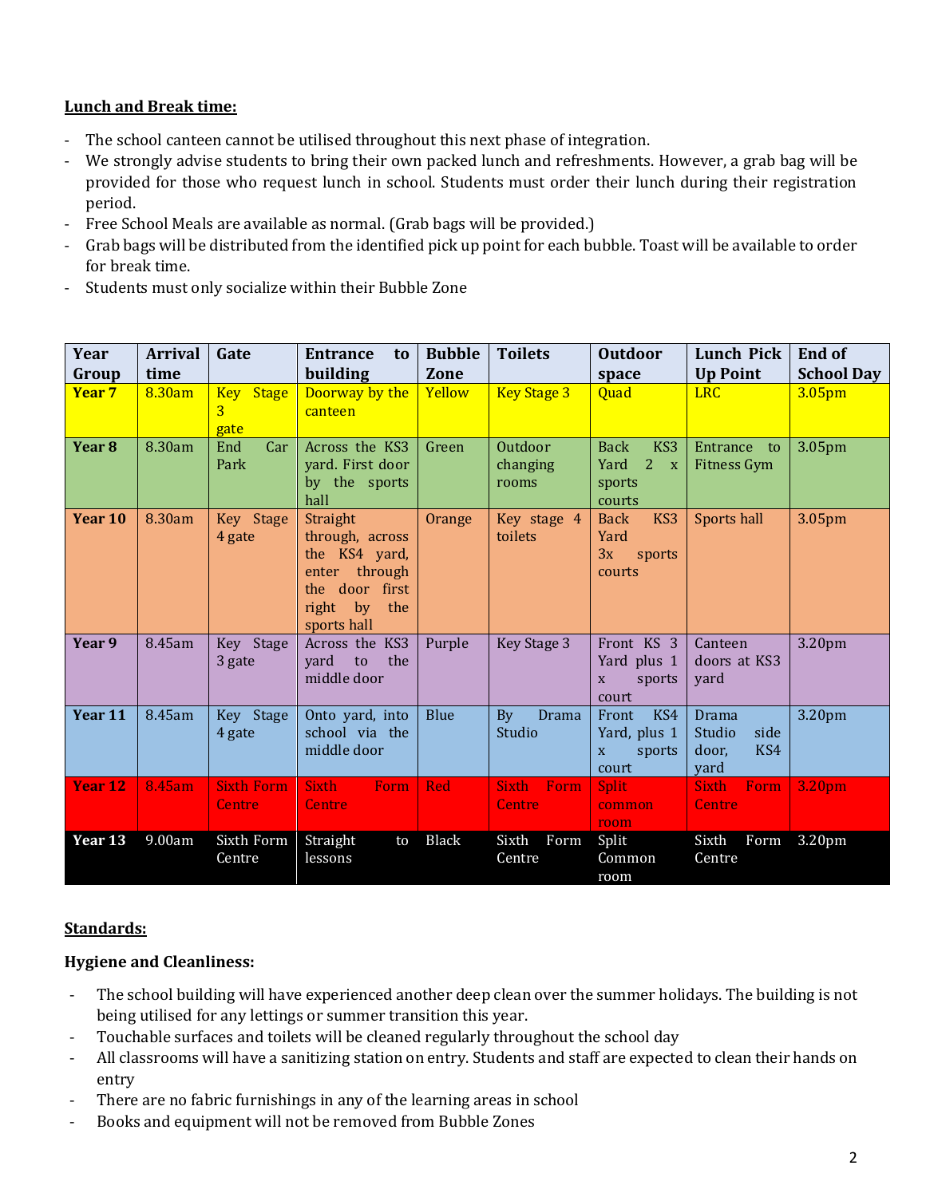**Lunch and Break time:**

- The school canteen cannot be utilised throughout this next phase of integration.
- We strongly advise students to bring their own packed lunch and refreshments. However, a grab bag will be provided for those who request lunch in school. Students must order their lunch during their registration period.
- Free School Meals are available as normal. (Grab bags will be provided.)
- Grab bags will be distributed from the identified pick up point for each bubble. Toast will be available to order for break time.
- Students must only socialize within their Bubble Zone

| Year Group | Arrival time | Gate | Entrance to building | Bubble Zone | Toilets | Outdoor space | Lunch Pick Up Point | End of School Day |
|---|---|---|---|---|---|---|---|---|
| **Year 7** | 8.30am | Key Stage 3 gate | Doorway by the canteen | Yellow | Key Stage 3 | Quad | LRC | 3.05pm |
| **Year 8** | 8.30am | End Car Park | Across the KS3 yard. First door by the sports hall | Green | Outdoor changing rooms | Back KS3 Yard 2 x sports courts | Entrance to Fitness Gym | 3.05pm |
| **Year 10** | 8.30am | Key Stage 4 gate | Straight through, across the KS4 yard, enter through the door first right by the sports hall | Orange | Key stage 4 toilets | Back KS3 Yard 3x sports courts | Sports hall | 3.05pm |
| **Year 9** | 8.45am | Key Stage 3 gate | Across the KS3 yard to the middle door | Purple | Key Stage 3 | Front KS 3 Yard plus 1 x sports court | Canteen doors at KS3 yard | 3.20pm |
| **Year 11** | 8.45am | Key Stage 4 gate | Onto yard, into school via the middle door | Blue | By Drama Studio | Front KS4 Yard, plus 1 x sports court | Drama Studio side door, KS4 yard | 3.20pm |
| **Year 12** | 8.45am | Sixth Form Centre | Sixth Form Centre | Red | Sixth Form Centre | Split common room | Sixth Form Centre | 3.20pm |
| **Year 13** | 9.00am | Sixth Form Centre | Straight to lessons | Black | Sixth Form Centre | Split Common room | Sixth Form Centre | 3.20pm |

**Standards:**

**Hygiene and Cleanliness:**

- The school building will have experienced another deep clean over the summer holidays. The building is not being utilised for any lettings or summer transition this year.
- Touchable surfaces and toilets will be cleaned regularly throughout the school day
- All classrooms will have a sanitizing station on entry. Students and staff are expected to clean their hands on entry
- There are no fabric furnishings in any of the learning areas in school
- Books and equipment will not be removed from Bubble Zones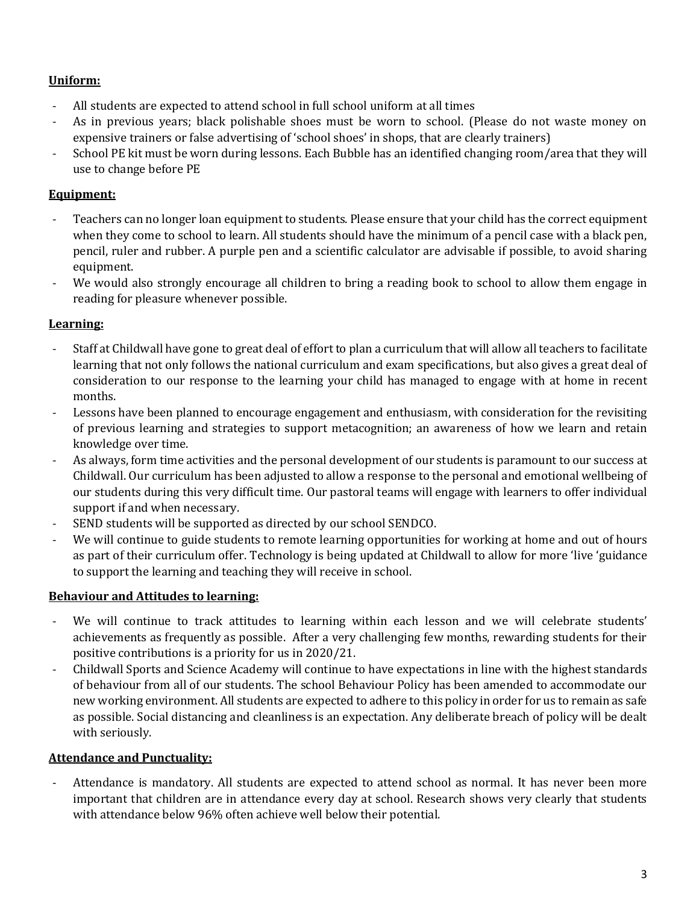**Uninform:**

**Uniform:**

- All students are expected to attend school in full school uniform at all times
- As in previous years; black polishable shoes must be worn to school. (Please do not waste money on expensive trainers or false advertising of 'school shoes' in shops, that are clearly trainers)
- School PE kit must be worn during lessons. Each Bubble has an identified changing room/area that they will use to change before PE

**Equipment:**

- Teachers can no longer loan equipment to students. Please ensure that your child has the correct equipment when they come to school to learn. All students should have the minimum of a pencil case with a black pen, pencil, ruler and rubber. A purple pen and a scientific calculator are advisable if possible, to avoid sharing equipment.
- We would also strongly encourage all children to bring a reading book to school to allow them engage in reading for pleasure whenever possible.

**Learning:**

- Staff at Childwall have gone to great deal of effort to plan a curriculum that will allow all teachers to facilitate learning that not only follows the national curriculum and exam specifications, but also gives a great deal of consideration to our response to the learning your child has managed to engage with at home in recent months.
- Lessons have been planned to encourage engagement and enthusiasm, with consideration for the revisiting of previous learning and strategies to support metacognition; an awareness of how we learn and retain knowledge over time.
- As always, form time activities and the personal development of our students is paramount to our success at Childwall. Our curriculum has been adjusted to allow a response to the personal and emotional wellbeing of our students during this very difficult time. Our pastoral teams will engage with learners to offer individual support if and when necessary.
- SEND students will be supported as directed by our school SENDCO.
- We will continue to guide students to remote learning opportunities for working at home and out of hours as part of their curriculum offer. Technology is being updated at Childwall to allow for more 'live 'guidance to support the learning and teaching they will receive in school.

**Behaviour and Attitudes to learning:**

- We will continue to track attitudes to learning within each lesson and we will celebrate students' achievements as frequently as possible. After a very challenging few months, rewarding students for their positive contributions is a priority for us in 2020/21.
- Childwall Sports and Science Academy will continue to have expectations in line with the highest standards of behaviour from all of our students. The school Behaviour Policy has been amended to accommodate our new working environment. All students are expected to adhere to this policy in order for us to remain as safe as possible. Social distancing and cleanliness is an expectation. Any deliberate breach of policy will be dealt with seriously.

**Attendance and Punctuality:**

- Attendance is mandatory. All students are expected to attend school as normal. It has never been more important that children are in attendance every day at school. Research shows very clearly that students with attendance below 96% often achieve well below their potential.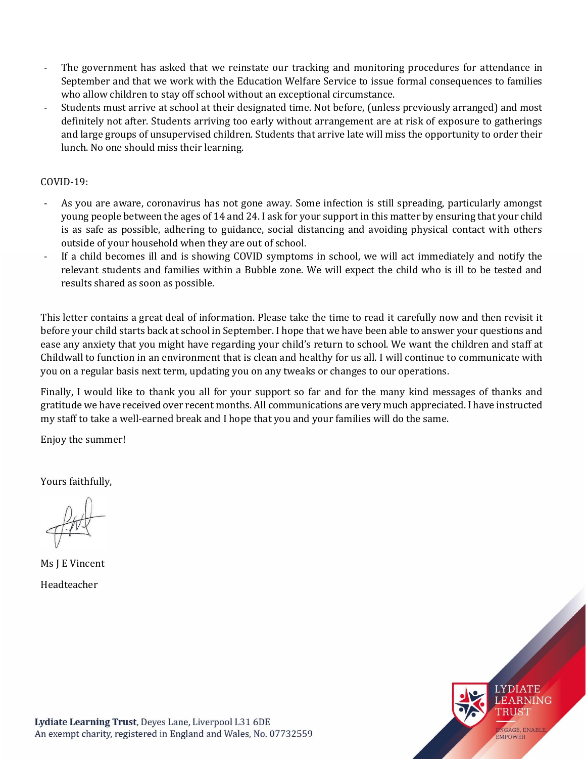- The government has asked that we reinstate our tracking and monitoring procedures for attendance in September and that we work with the Education Welfare Service to issue formal consequences to families who allow children to stay off school without an exceptional circumstance.
- Students must arrive at school at their designated time. Not before, (unless previously arranged) and most definitely not after. Students arriving too early without arrangement are at risk of exposure to gatherings and large groups of unsupervised children. Students that arrive late will miss the opportunity to order their lunch. No one should miss their learning.

COVID-19:

- As you are aware, coronavirus has not gone away. Some infection is still spreading, particularly amongst young people between the ages of 14 and 24. I ask for your support in this matter by ensuring that your child is as safe as possible, adhering to guidance, social distancing and avoiding physical contact with others outside of your household when they are out of school.
- If a child becomes ill and is showing COVID symptoms in school, we will act immediately and notify the relevant students and families within a Bubble zone. We will expect the child who is ill to be tested and results shared as soon as possible.

This letter contains a great deal of information. Please take the time to read it carefully now and then revisit it before your child starts back at school in September. I hope that we have been able to answer your questions and ease any anxiety that you might have regarding your child's return to school. We want the children and staff at Childwall to function in an environment that is clean and healthy for us all. I will continue to communicate with you on a regular basis next term, updating you on any tweaks or changes to our operations.

Finally, I would like to thank you all for your support so far and for the many kind messages of thanks and gratitude we have received over recent months. All communications are very much appreciated. I have instructed my staff to take a well-earned break and I hope that you and your families will do the same.

Enjoy the summer!

Yours faithfully,

Ms J E Vincent

Headteacher

**Lydiate Learning Trust**, Deyes Lane, Liverpool L31 6DE
An exempt charity, registered in England and Wales, No. 07732559

LYDIATE LEARNING TRUST

ENGAGE, ENABLE, EMPOWER